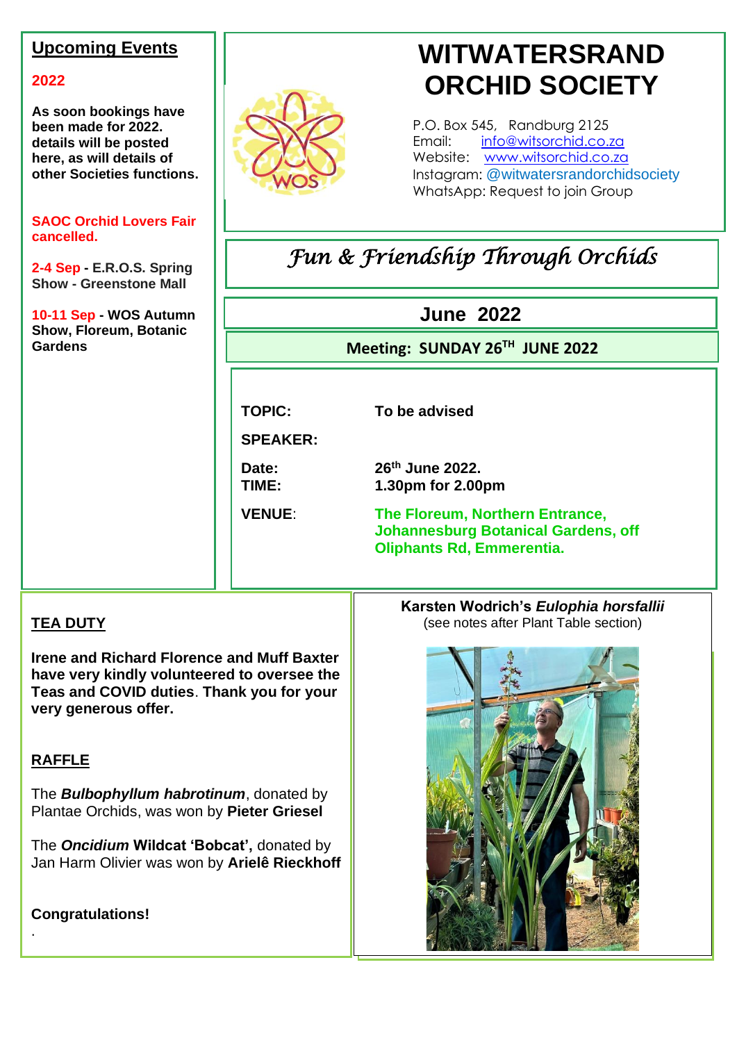# WITWATERSRAND ORCHID SOCIETY

P.O. Box 545, Randburg 2125
Email: info@witsorchid.co.za
Website: www.witsorchid.co.za
Instagram: @witwatersrandorchidsociety
WhatsApp: Request to join Group

*Fun & Friendship Through Orchids*

## June 2022

**Meeting: SUNDAY 26TH JUNE 2022**

**TOPIC:** To be advised

**SPEAKER:**

**Date:** 26th June 2022.
**TIME:** 1.30pm for 2.00pm

**VENUE**: **The Floreum, Northern Entrance, Johannesburg Botanical Gardens, off Oliphants Rd, Emmerentia.**

## Upcoming Events

**2022**

**As soon bookings have been made for 2022. details will be posted here, as will details of other Societies functions.**

**SAOC Orchid Lovers Fair cancelled.**

**2-4 Sep - E.R.O.S. Spring Show - Greenstone Mall**

**10-11 Sep - WOS Autumn Show, Floreum, Botanic Gardens**

## TEA DUTY

**Irene and Richard Florence and Muff Baxter have very kindly volunteered to oversee the Teas and COVID duties**. **Thank you for your very generous offer.**

## RAFFLE

The ***Bulbophyllum habrotinum***, donated by Plantae Orchids, was won by **Pieter Griesel**

The ***Oncidium* Wildcat 'Bobcat',** donated by Jan Harm Olivier was won by **Arielê Rieckhoff**

**Congratulations!**

**Karsten Wodrich's *Eulophia horsfallii***
(see notes after Plant Table section)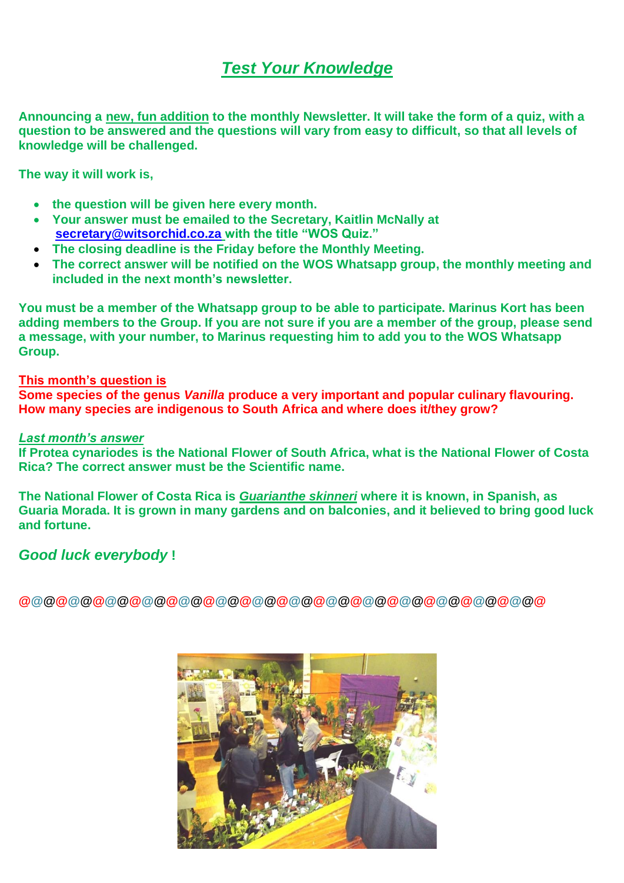# *Test Your Knowledge*

**Announcing a new, fun addition to the monthly Newsletter. It will take the form of a quiz, with a question to be answered and the questions will vary from easy to difficult, so that all levels of knowledge will be challenged.**

**The way it will work is,**

- **the question will be given here every month.**
- **Your answer must be emailed to the Secretary, Kaitlin McNally at secretary@witsorchid.co.za with the title "WOS Quiz."**
- **The closing deadline is the Friday before the Monthly Meeting.**
- **The correct answer will be notified on the WOS Whatsapp group, the monthly meeting and included in the next month's newsletter.**

**You must be a member of the Whatsapp group to be able to participate. Marinus Kort has been adding members to the Group. If you are not sure if you are a member of the group, please send a message, with your number, to Marinus requesting him to add you to the WOS Whatsapp Group.**

**This month's question is**

**Some species of the genus *Vanilla* produce a very important and popular culinary flavouring. How many species are indigenous to South Africa and where does it/they grow?**

***Last month's answer***

**If Protea cynariodes is the National Flower of South Africa, what is the National Flower of Costa Rica? The correct answer must be the Scientific name.**

**The National Flower of Costa Rica is *Guarianthe skinneri* where it is known, in Spanish, as Guaria Morada. It is grown in many gardens and on balconies, and it believed to bring good luck and fortune.**

***Good luck everybody* !**

@@@@@@@@@@@@@@@@@@@@@@@@@@@@@@@@@@@@@@@@@@@@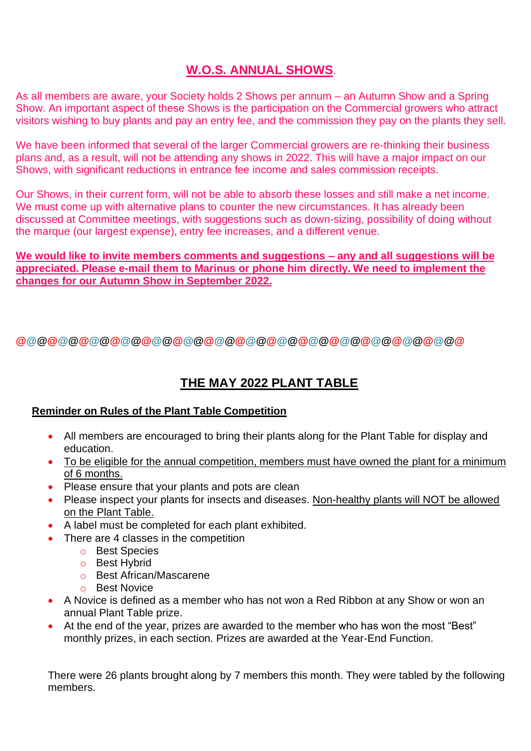## W.O.S. ANNUAL SHOWS.

As all members are aware, your Society holds 2 Shows per annum – an Autumn Show and a Spring Show. An important aspect of these Shows is the participation on the Commercial growers who attract visitors wishing to buy plants and pay an entry fee, and the commission they pay on the plants they sell.

We have been informed that several of the larger Commercial growers are re-thinking their business plans and, as a result, will not be attending any shows in 2022. This will have a major impact on our Shows, with significant reductions in entrance fee income and sales commission receipts.

Our Shows, in their current form, will not be able to absorb these losses and still make a net income. We must come up with alternative plans to counter the new circumstances. It has already been discussed at Committee meetings, with suggestions such as down-sizing, possibility of doing without the marque (our largest expense), entry fee increases, and a different venue.

**We would like to invite members comments and suggestions – any and all suggestions will be appreciated. Please e-mail them to Marinus or phone him directly. We need to implement the changes for our Autumn Show in September 2022.**

@@@@@@@@@@@@@@@@@@@@@@@@@@@@@@@@@@@@@@@@@@@@@

## THE MAY 2022 PLANT TABLE

**Reminder on Rules of the Plant Table Competition**

- All members are encouraged to bring their plants along for the Plant Table for display and education.
- To be eligible for the annual competition, members must have owned the plant for a minimum of 6 months.
- Please ensure that your plants and pots are clean
- Please inspect your plants for insects and diseases. Non-healthy plants will NOT be allowed on the Plant Table.
- A label must be completed for each plant exhibited.
- There are 4 classes in the competition
  - Best Species
  - Best Hybrid
  - Best African/Mascarene
  - Best Novice
- A Novice is defined as a member who has not won a Red Ribbon at any Show or won an annual Plant Table prize.
- At the end of the year, prizes are awarded to the member who has won the most "Best" monthly prizes, in each section. Prizes are awarded at the Year-End Function.

There were 26 plants brought along by 7 members this month. They were tabled by the following members.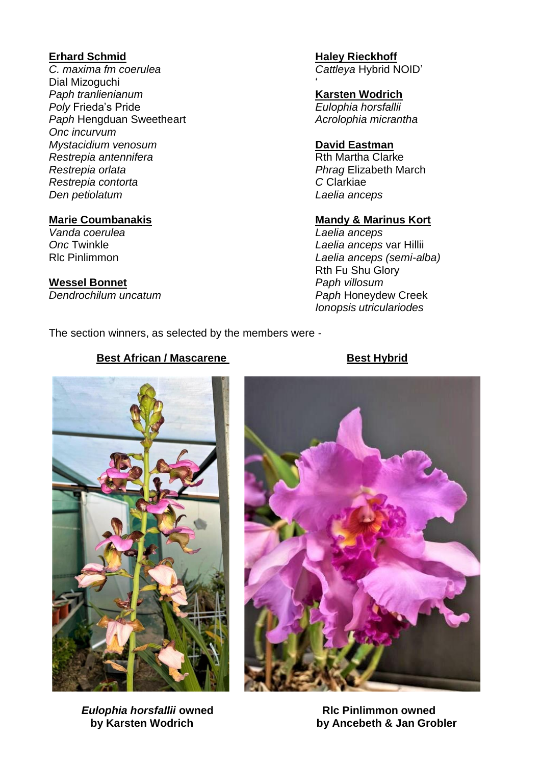**Erhard Schmid**

*C. maxima fm coerulea*
Dial Mizoguchi
*Paph tranlienianum*
*Poly* Frieda's Pride
*Paph* Hengduan Sweetheart
*Onc incurvum*
*Mystacidium venosum*
*Restrepia antennifera*
*Restrepia orlata*
*Restrepia contorta*
*Den petiolatum*

**Marie Coumbanakis**

*Vanda coerulea*
*Onc* Twinkle
Rlc Pinlimmon

**Wessel Bonnet**

*Dendrochilum uncatum*

**Haley Rieckhoff**

*Cattleya* Hybrid NOID'
'

**Karsten Wodrich**

*Eulophia horsfallii*
*Acrolophia micrantha*

**David Eastman**

Rth Martha Clarke
*Phrag* Elizabeth March
*C* Clarkiae
*Laelia anceps*

**Mandy & Marinus Kort**

*Laelia anceps*
*Laelia anceps* var Hillii
*Laelia anceps (semi-alba)*
Rth Fu Shu Glory
*Paph villosum*
*Paph* Honeydew Creek
*Ionopsis utriculariodes*

The section winners, as selected by the members were -

**Best African / Mascarene**

***Eulophia horsfallii* owned by Karsten Wodrich**

**Best Hybrid**

**Rlc Pinlimmon owned by Ancebeth & Jan Grobler**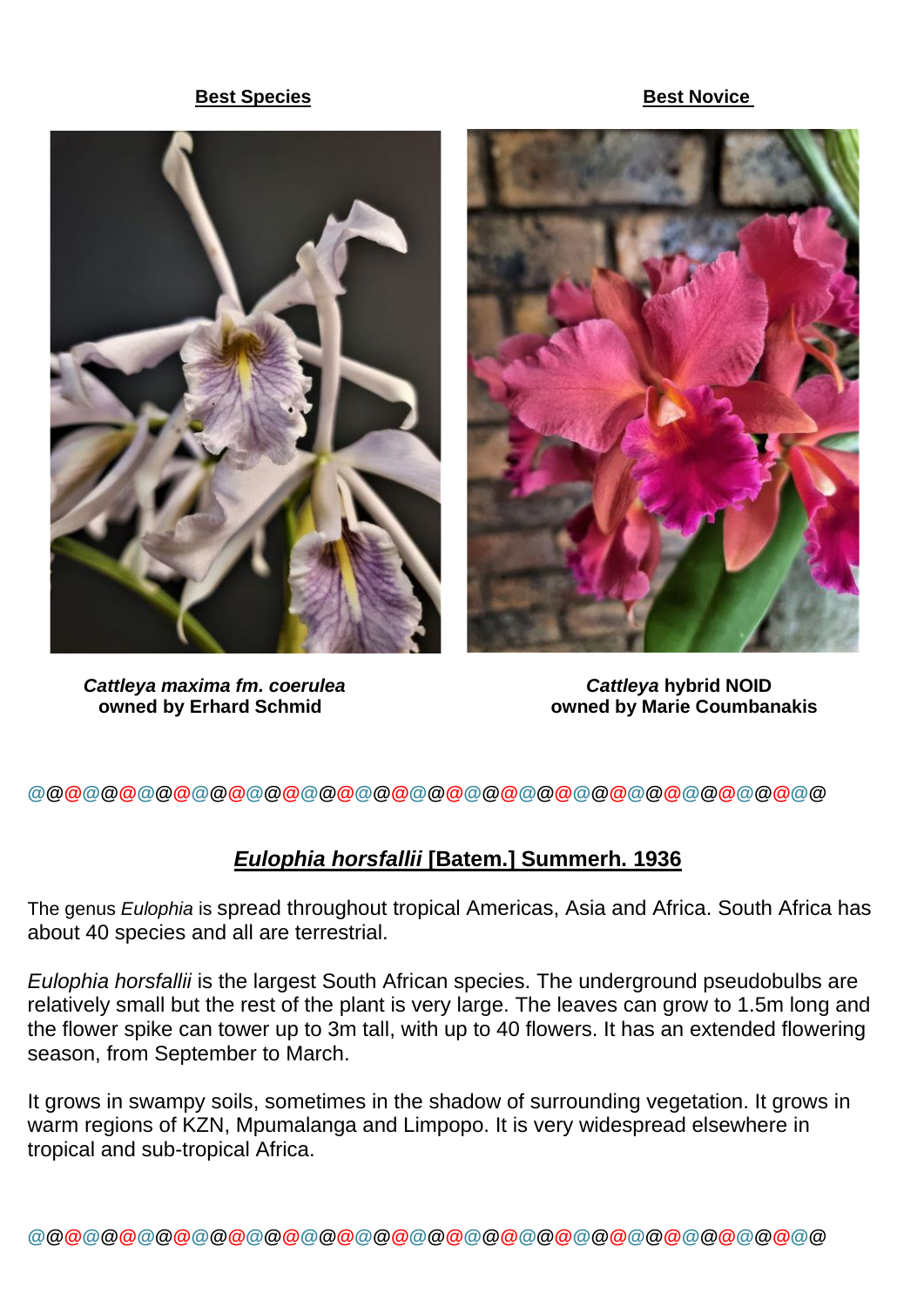**Best Species**

*Cattleya maxima fm. coerulea*
**owned by Erhard Schmid**

**Best Novice**

***Cattleya* hybrid NOID**
**owned by Marie Coumbanakis**

@@@@@@@@@@@@@@@@@@@@@@@@@@@@@@@@@@@@@@@@@@@@@@@@@@@@@@@@@@@@

## ***Eulophia horsfallii* [Batem.] Summerh. 1936**

The genus *Eulophia* is spread throughout tropical Americas, Asia and Africa. South Africa has about 40 species and all are terrestrial.

*Eulophia horsfallii* is the largest South African species. The underground pseudobulbs are relatively small but the rest of the plant is very large. The leaves can grow to 1.5m long and the flower spike can tower up to 3m tall, with up to 40 flowers. It has an extended flowering season, from September to March.

It grows in swampy soils, sometimes in the shadow of surrounding vegetation. It grows in warm regions of KZN, Mpumalanga and Limpopo. It is very widespread elsewhere in tropical and sub-tropical Africa.

@@@@@@@@@@@@@@@@@@@@@@@@@@@@@@@@@@@@@@@@@@@@@@@@@@@@@@@@@@@@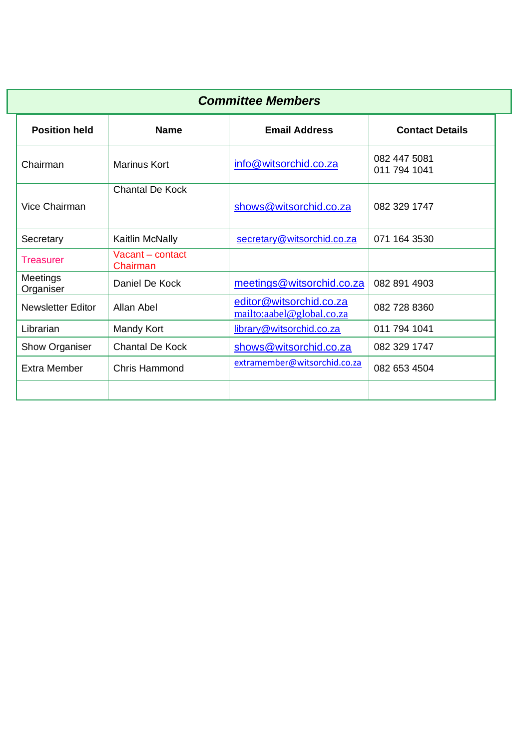## *Committee Members*

| Position held | Name | Email Address | Contact Details |
|---|---|---|---|
| Chairman | Marinus Kort | info@witsorchid.co.za | 082 447 5081<br>011 794 1041 |
| Vice Chairman | Chantal De Kock | shows@witsorchid.co.za | 082 329 1747 |
| Secretary | Kaitlin McNally | secretary@witsorchid.co.za | 071 164 3530 |
| Treasurer | Vacant – contact Chairman | | |
| Meetings Organiser | Daniel De Kock | meetings@witsorchid.co.za | 082 891 4903 |
| Newsletter Editor | Allan Abel | editor@witsorchid.co.za<br>mailto:aabel@global.co.za | 082 728 8360 |
| Librarian | Mandy Kort | library@witsorchid.co.za | 011 794 1041 |
| Show Organiser | Chantal De Kock | shows@witsorchid.co.za | 082 329 1747 |
| Extra Member | Chris Hammond | extramember@witsorchid.co.za | 082 653 4504 |
| | | | |